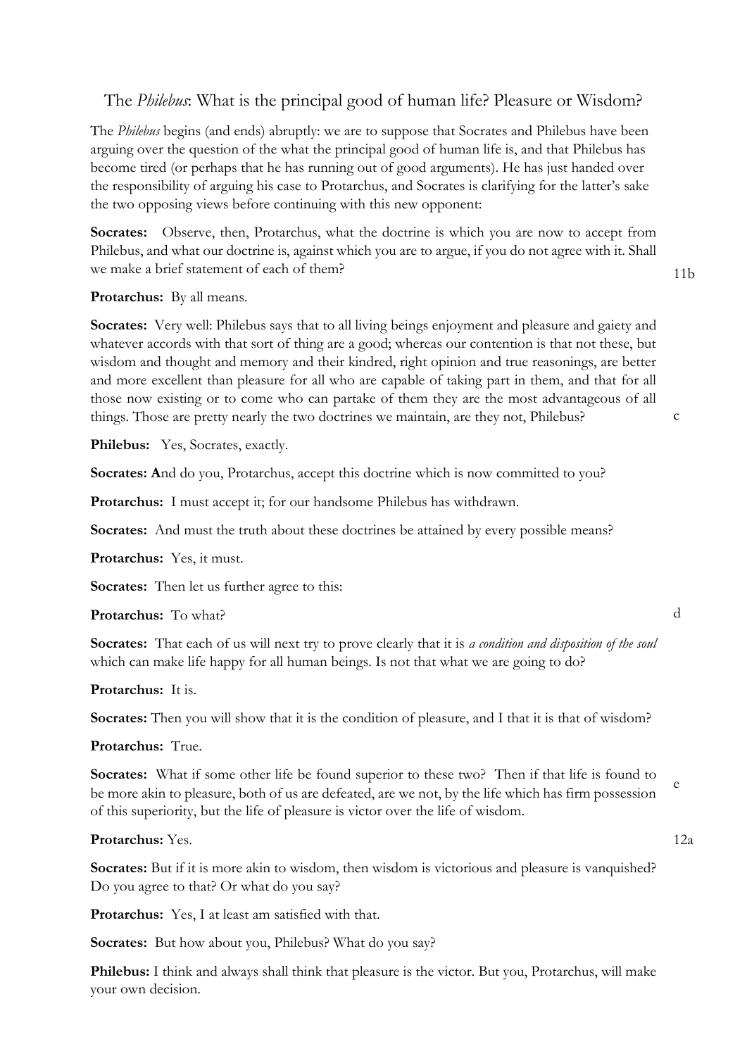# The *Philebus*: What is the principal good of human life? Pleasure or Wisdom?

The *Philebus* begins (and ends) abruptly: we are to suppose that Socrates and Philebus have been arguing over the question of the what the principal good of human life is, and that Philebus has become tired (or perhaps that he has running out of good arguments). He has just handed over the responsibility of arguing his case to Protarchus, and Socrates is clarifying for the latter's sake the two opposing views before continuing with this new opponent:

**Socrates:** Observe, then, Protarchus, what the doctrine is which you are now to accept from Philebus, and what our doctrine is, against which you are to argue, if you do not agree with it. Shall we make a brief statement of each of them? 11b

**Protarchus:** By all means.

**Socrates:** Very well: Philebus says that to all living beings enjoyment and pleasure and gaiety and whatever accords with that sort of thing are a good; whereas our contention is that not these, but wisdom and thought and memory and their kindred, right opinion and true reasonings, are better and more excellent than pleasure for all who are capable of taking part in them, and that for all those now existing or to come who can partake of them they are the most advantageous of all things. Those are pretty nearly the two doctrines we maintain, are they not, Philebus? c

**Philebus:** Yes, Socrates, exactly.

**Socrates:** And do you, Protarchus, accept this doctrine which is now committed to you?

**Protarchus:** I must accept it; for our handsome Philebus has withdrawn.

**Socrates:** And must the truth about these doctrines be attained by every possible means?

**Protarchus:** Yes, it must.

**Socrates:** Then let us further agree to this:

**Protarchus:** To what? d

**Socrates:** That each of us will next try to prove clearly that it is *a condition and disposition of the soul* which can make life happy for all human beings. Is not that what we are going to do?

**Protarchus:** It is.

**Socrates:** Then you will show that it is the condition of pleasure, and I that it is that of wisdom?

**Protarchus:** True.

**Socrates:** What if some other life be found superior to these two? Then if that life is found to be more akin to pleasure, both of us are defeated, are we not, by the life which has firm possession of this superiority, but the life of pleasure is victor over the life of wisdom. e

**Protarchus:** Yes. 12a

**Socrates:** But if it is more akin to wisdom, then wisdom is victorious and pleasure is vanquished? Do you agree to that? Or what do you say?

**Protarchus:** Yes, I at least am satisfied with that.

**Socrates:** But how about you, Philebus? What do you say?

**Philebus:** I think and always shall think that pleasure is the victor. But you, Protarchus, will make your own decision.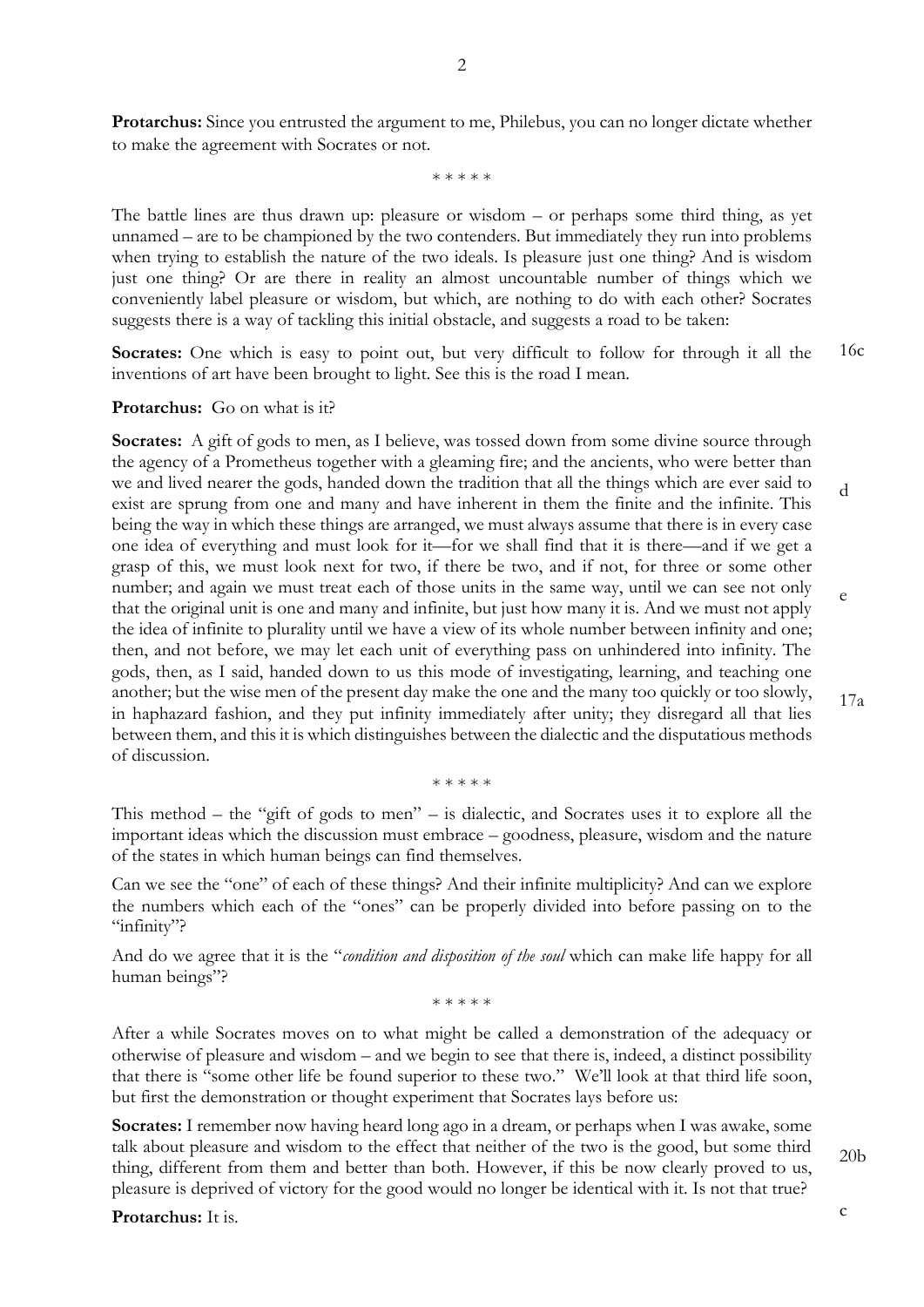**Protarchus:** Since you entrusted the argument to me, Philebus, you can no longer dictate whether to make the agreement with Socrates or not.

\* \* \* \* \*

The battle lines are thus drawn up: pleasure or wisdom – or perhaps some third thing, as yet unnamed – are to be championed by the two contenders. But immediately they run into problems when trying to establish the nature of the two ideals. Is pleasure just one thing? And is wisdom just one thing? Or are there in reality an almost uncountable number of things which we conveniently label pleasure or wisdom, but which, are nothing to do with each other? Socrates suggests there is a way of tackling this initial obstacle, and suggests a road to be taken:

**Socrates:** One which is easy to point out, but very difficult to follow for through it all the inventions of art have been brought to light. See this is the road I mean. 16c

**Protarchus:** Go on what is it?

**Socrates:** A gift of gods to men, as I believe, was tossed down from some divine source through the agency of a Prometheus together with a gleaming fire; and the ancients, who were better than we and lived nearer the gods, handed down the tradition that all the things which are ever said to exist are sprung from one and many and have inherent in them the finite and the infinite. d This being the way in which these things are arranged, we must always assume that there is in every case one idea of everything and must look for it—for we shall find that it is there—and if we get a grasp of this, we must look next for two, if there be two, and if not, for three or some other number; and again we must treat each of those units in the same way, until we can see not only that the original unit is one and many and infinite, but just how many it is. e And we must not apply the idea of infinite to plurality until we have a view of its whole number between infinity and one; then, and not before, we may let each unit of everything pass on unhindered into infinity. The gods, then, as I said, handed down to us this mode of investigating, learning, and teaching one another; but the wise men of the present day make the one and the many too quickly or too slowly, 17a in haphazard fashion, and they put infinity immediately after unity; they disregard all that lies between them, and this it is which distinguishes between the dialectic and the disputatious methods of discussion.

\* \* \* \* \*

This method – the "gift of gods to men" – is dialectic, and Socrates uses it to explore all the important ideas which the discussion must embrace – goodness, pleasure, wisdom and the nature of the states in which human beings can find themselves.

Can we see the "one" of each of these things? And their infinite multiplicity? And can we explore the numbers which each of the "ones" can be properly divided into before passing on to the "infinity"?

And do we agree that it is the "*condition and disposition of the soul* which can make life happy for all human beings"?

\* \* \* \* \*

After a while Socrates moves on to what might be called a demonstration of the adequacy or otherwise of pleasure and wisdom – and we begin to see that there is, indeed, a distinct possibility that there is "some other life be found superior to these two." We'll look at that third life soon, but first the demonstration or thought experiment that Socrates lays before us:

**Socrates:** I remember now having heard long ago in a dream, or perhaps when I was awake, some talk about pleasure and wisdom to the effect that neither of the two is the good, but some third thing, different from them and better than both. 20b However, if this be now clearly proved to us, pleasure is deprived of victory for the good would no longer be identical with it. Is not that true?

**Protarchus:** It is. c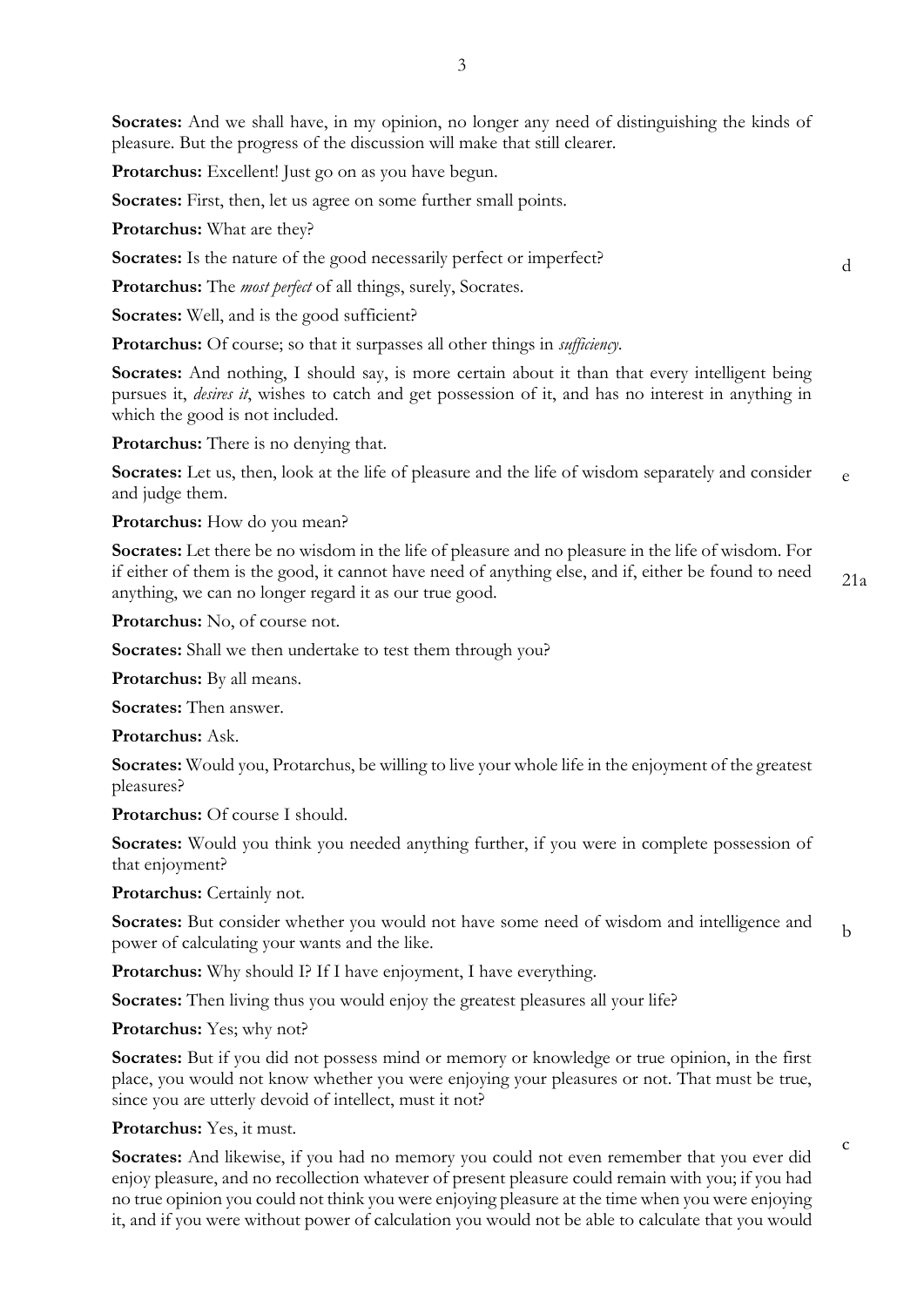**Socrates:** And we shall have, in my opinion, no longer any need of distinguishing the kinds of pleasure. But the progress of the discussion will make that still clearer.

**Protarchus:** Excellent! Just go on as you have begun.

**Socrates:** First, then, let us agree on some further small points.

**Protarchus:** What are they?

**Socrates:** Is the nature of the good necessarily perfect or imperfect? d

**Protarchus:** The *most perfect* of all things, surely, Socrates.

**Socrates:** Well, and is the good sufficient?

**Protarchus:** Of course; so that it surpasses all other things in *sufficiency*.

**Socrates:** And nothing, I should say, is more certain about it than that every intelligent being pursues it, *desires it*, wishes to catch and get possession of it, and has no interest in anything in which the good is not included.

**Protarchus:** There is no denying that.

**Socrates:** Let us, then, look at the life of pleasure and the life of wisdom separately and consider and judge them. e

**Protarchus:** How do you mean?

**Socrates:** Let there be no wisdom in the life of pleasure and no pleasure in the life of wisdom. For if either of them is the good, it cannot have need of anything else, and if, either be found to need anything, we can no longer regard it as our true good. 21a

**Protarchus:** No, of course not.

**Socrates:** Shall we then undertake to test them through you?

**Protarchus:** By all means.

**Socrates:** Then answer.

**Protarchus:** Ask.

**Socrates:** Would you, Protarchus, be willing to live your whole life in the enjoyment of the greatest pleasures?

**Protarchus:** Of course I should.

**Socrates:** Would you think you needed anything further, if you were in complete possession of that enjoyment?

**Protarchus:** Certainly not.

**Socrates:** But consider whether you would not have some need of wisdom and intelligence and power of calculating your wants and the like. b

**Protarchus:** Why should I? If I have enjoyment, I have everything.

**Socrates:** Then living thus you would enjoy the greatest pleasures all your life?

**Protarchus:** Yes; why not?

**Socrates:** But if you did not possess mind or memory or knowledge or true opinion, in the first place, you would not know whether you were enjoying your pleasures or not. That must be true, since you are utterly devoid of intellect, must it not?

**Protarchus:** Yes, it must.

**Socrates:** And likewise, if you had no memory you could not even remember that you ever did enjoy pleasure, and no recollection whatever of present pleasure could remain with you; if you had no true opinion you could not think you were enjoying pleasure at the time when you were enjoying it, and if you were without power of calculation you would not be able to calculate that you would c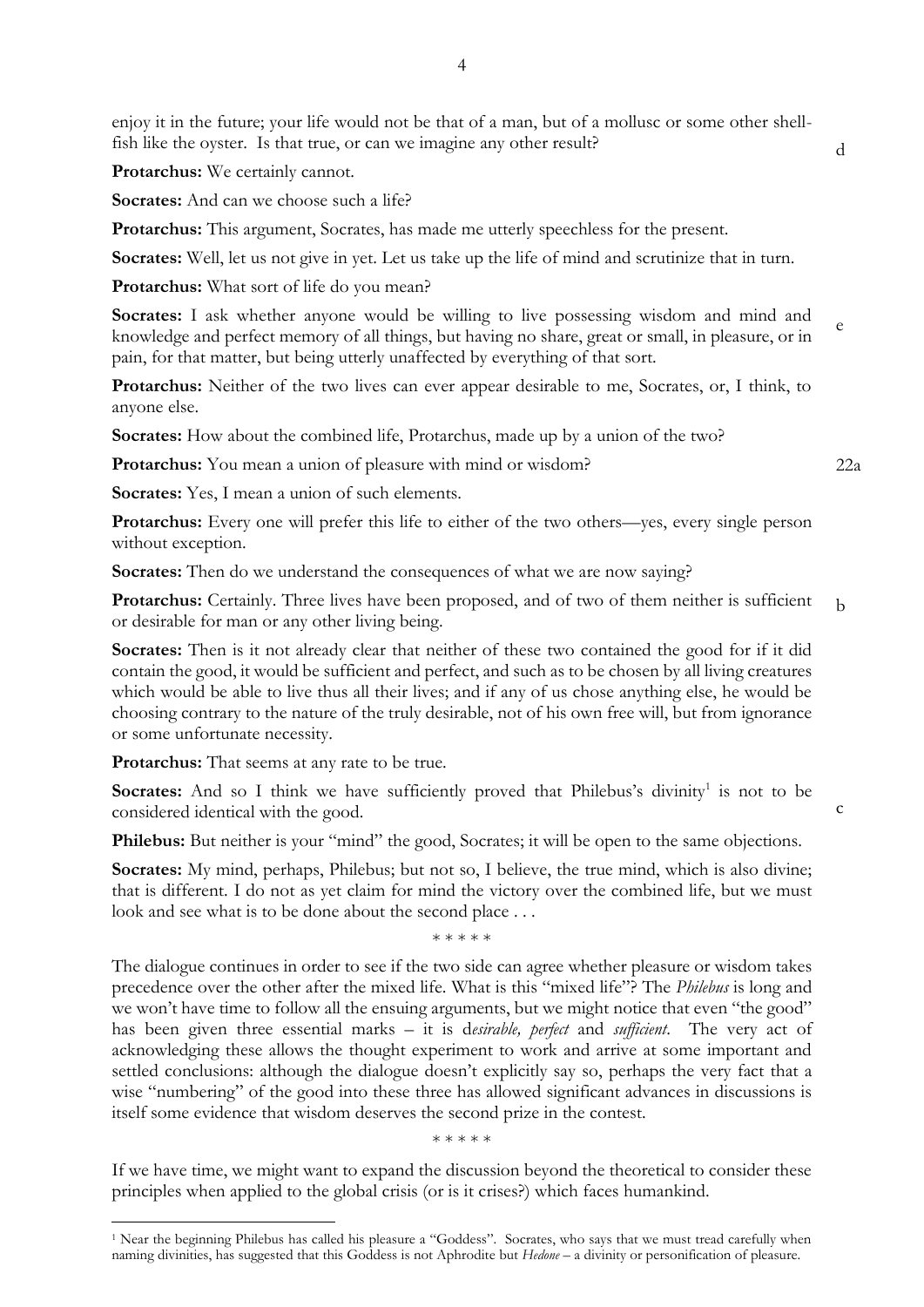enjoy it in the future; your life would not be that of a man, but of a mollusc or some other shell-fish like the oyster. Is that true, or can we imagine any other result? d

**Protarchus:** We certainly cannot.

**Socrates:** And can we choose such a life?

**Protarchus:** This argument, Socrates, has made me utterly speechless for the present.

**Socrates:** Well, let us not give in yet. Let us take up the life of mind and scrutinize that in turn.

**Protarchus:** What sort of life do you mean?

**Socrates:** I ask whether anyone would be willing to live possessing wisdom and mind and knowledge and perfect memory of all things, but having no share, great or small, in pleasure, or in pain, for that matter, but being utterly unaffected by everything of that sort. e

**Protarchus:** Neither of the two lives can ever appear desirable to me, Socrates, or, I think, to anyone else.

**Socrates:** How about the combined life, Protarchus, made up by a union of the two?

**Protarchus:** You mean a union of pleasure with mind or wisdom? 22a

**Socrates:** Yes, I mean a union of such elements.

**Protarchus:** Every one will prefer this life to either of the two others—yes, every single person without exception.

**Socrates:** Then do we understand the consequences of what we are now saying?

**Protarchus:** Certainly. Three lives have been proposed, and of two of them neither is sufficient or desirable for man or any other living being. b

**Socrates:** Then is it not already clear that neither of these two contained the good for if it did contain the good, it would be sufficient and perfect, and such as to be chosen by all living creatures which would be able to live thus all their lives; and if any of us chose anything else, he would be choosing contrary to the nature of the truly desirable, not of his own free will, but from ignorance or some unfortunate necessity.

**Protarchus:** That seems at any rate to be true.

**Socrates:** And so I think we have sufficiently proved that Philebus's divinity[1] is not to be considered identical with the good. c

**Philebus:** But neither is your "mind" the good, Socrates; it will be open to the same objections.

**Socrates:** My mind, perhaps, Philebus; but not so, I believe, the true mind, which is also divine; that is different. I do not as yet claim for mind the victory over the combined life, but we must look and see what is to be done about the second place . . .

\* \* \* \* \*

The dialogue continues in order to see if the two side can agree whether pleasure or wisdom takes precedence over the other after the mixed life. What is this "mixed life"? The *Philebus* is long and we won't have time to follow all the ensuing arguments, but we might notice that even "the good" has been given three essential marks – it is d*esirable, perfect* and *sufficient*. The very act of acknowledging these allows the thought experiment to work and arrive at some important and settled conclusions: although the dialogue doesn't explicitly say so, perhaps the very fact that a wise "numbering" of the good into these three has allowed significant advances in discussions is itself some evidence that wisdom deserves the second prize in the contest.

\* \* \* \* \*

If we have time, we might want to expand the discussion beyond the theoretical to consider these principles when applied to the global crisis (or is it crises?) which faces humankind.

[1] Near the beginning Philebus has called his pleasure a "Goddess". Socrates, who says that we must tread carefully when naming divinities, has suggested that this Goddess is not Aphrodite but *Hedone* – a divinity or personification of pleasure.